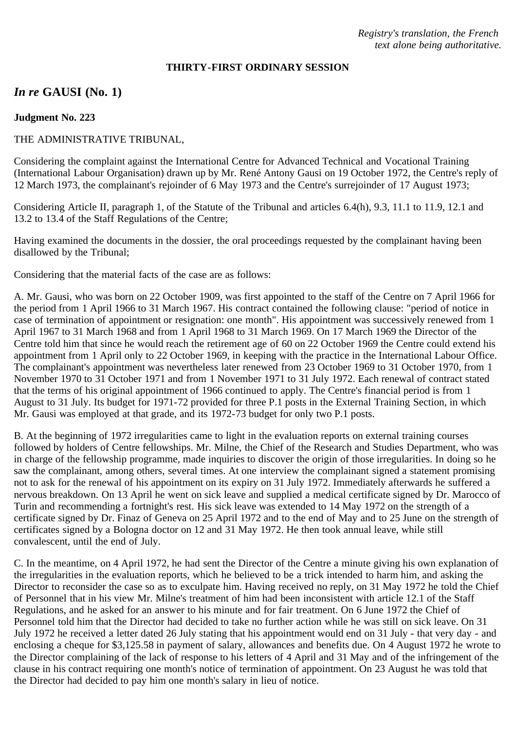*Registry's translation, the French text alone being authoritative.*

**THIRTY-FIRST ORDINARY SESSION**

## *In re* GAUSI (No. 1)

**Judgment No. 223**

THE ADMINISTRATIVE TRIBUNAL,

Considering the complaint against the International Centre for Advanced Technical and Vocational Training (International Labour Organisation) drawn up by Mr. René Antony Gausi on 19 October 1972, the Centre's reply of 12 March 1973, the complainant's rejoinder of 6 May 1973 and the Centre's surrejoinder of 17 August 1973;

Considering Article II, paragraph 1, of the Statute of the Tribunal and articles 6.4(h), 9.3, 11.1 to 11.9, 12.1 and 13.2 to 13.4 of the Staff Regulations of the Centre;

Having examined the documents in the dossier, the oral proceedings requested by the complainant having been disallowed by the Tribunal;

Considering that the material facts of the case are as follows:

A. Mr. Gausi, who was born on 22 October 1909, was first appointed to the staff of the Centre on 7 April 1966 for the period from 1 April 1966 to 31 March 1967. His contract contained the following clause: "period of notice in case of termination of appointment or resignation: one month". His appointment was successively renewed from 1 April 1967 to 31 March 1968 and from 1 April 1968 to 31 March 1969. On 17 March 1969 the Director of the Centre told him that since he would reach the retirement age of 60 on 22 October 1969 the Centre could extend his appointment from 1 April only to 22 October 1969, in keeping with the practice in the International Labour Office. The complainant's appointment was nevertheless later renewed from 23 October 1969 to 31 October 1970, from 1 November 1970 to 31 October 1971 and from 1 November 1971 to 31 July 1972. Each renewal of contract stated that the terms of his original appointment of 1966 continued to apply. The Centre's financial period is from 1 August to 31 July. Its budget for 1971-72 provided for three P.1 posts in the External Training Section, in which Mr. Gausi was employed at that grade, and its 1972-73 budget for only two P.1 posts.

B. At the beginning of 1972 irregularities came to light in the evaluation reports on external training courses followed by holders of Centre fellowships. Mr. Milne, the Chief of the Research and Studies Department, who was in charge of the fellowship programme, made inquiries to discover the origin of those irregularities. In doing so he saw the complainant, among others, several times. At one interview the complainant signed a statement promising not to ask for the renewal of his appointment on its expiry on 31 July 1972. Immediately afterwards he suffered a nervous breakdown. On 13 April he went on sick leave and supplied a medical certificate signed by Dr. Marocco of Turin and recommending a fortnight's rest. His sick leave was extended to 14 May 1972 on the strength of a certificate signed by Dr. Finaz of Geneva on 25 April 1972 and to the end of May and to 25 June on the strength of certificates signed by a Bologna doctor on 12 and 31 May 1972. He then took annual leave, while still convalescent, until the end of July.

C. In the meantime, on 4 April 1972, he had sent the Director of the Centre a minute giving his own explanation of the irregularities in the evaluation reports, which he believed to be a trick intended to harm him, and asking the Director to reconsider the case so as to exculpate him. Having received no reply, on 31 May 1972 he told the Chief of Personnel that in his view Mr. Milne's treatment of him had been inconsistent with article 12.1 of the Staff Regulations, and he asked for an answer to his minute and for fair treatment. On 6 June 1972 the Chief of Personnel told him that the Director had decided to take no further action while he was still on sick leave. On 31 July 1972 he received a letter dated 26 July stating that his appointment would end on 31 July - that very day - and enclosing a cheque for $3,125.58 in payment of salary, allowances and benefits due. On 4 August 1972 he wrote to the Director complaining of the lack of response to his letters of 4 April and 31 May and of the infringement of the clause in his contract requiring one month's notice of termination of appointment. On 23 August he was told that the Director had decided to pay him one month's salary in lieu of notice.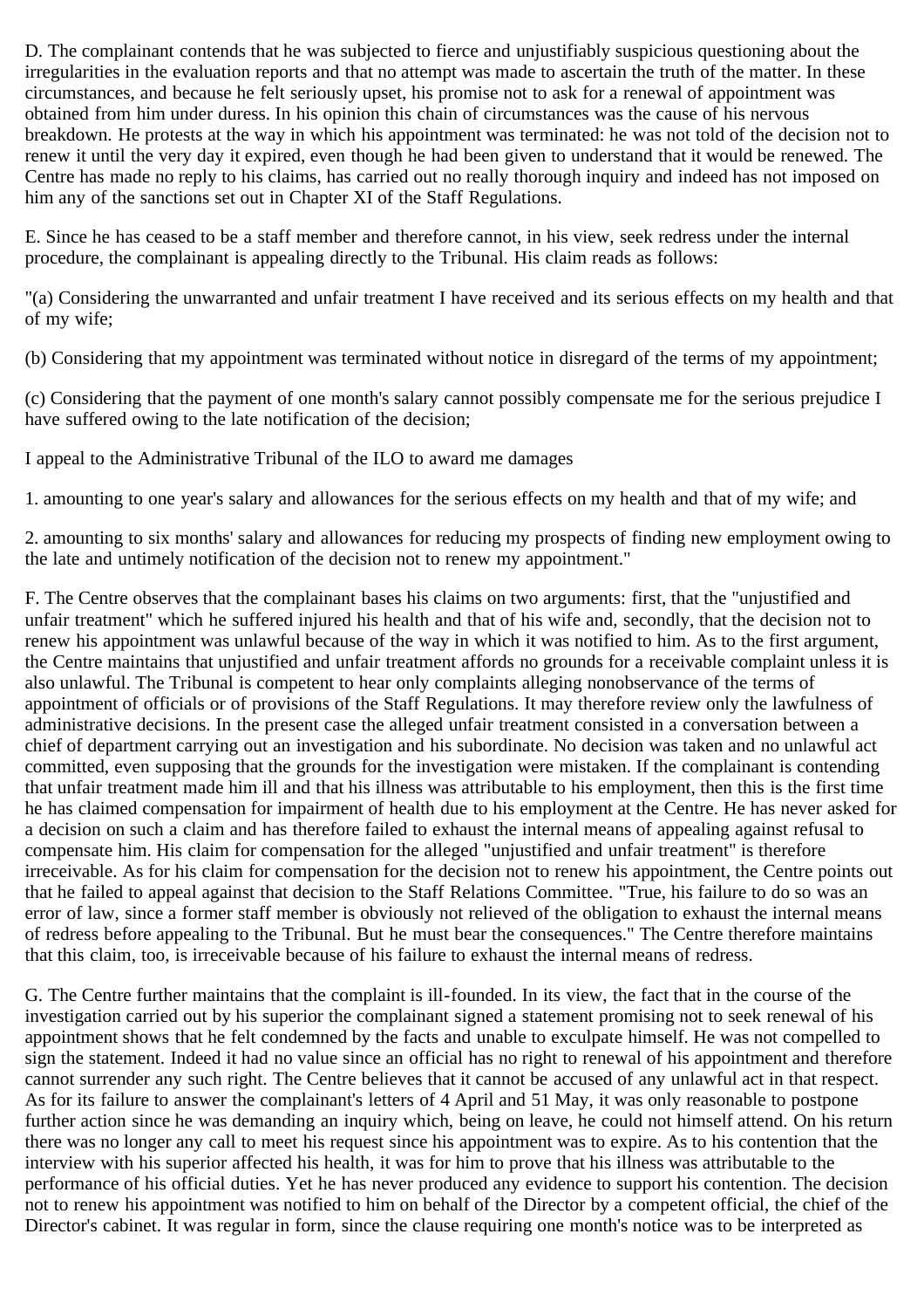D. The complainant contends that he was subjected to fierce and unjustifiably suspicious questioning about the irregularities in the evaluation reports and that no attempt was made to ascertain the truth of the matter. In these circumstances, and because he felt seriously upset, his promise not to ask for a renewal of appointment was obtained from him under duress. In his opinion this chain of circumstances was the cause of his nervous breakdown. He protests at the way in which his appointment was terminated: he was not told of the decision not to renew it until the very day it expired, even though he had been given to understand that it would be renewed. The Centre has made no reply to his claims, has carried out no really thorough inquiry and indeed has not imposed on him any of the sanctions set out in Chapter XI of the Staff Regulations.

E. Since he has ceased to be a staff member and therefore cannot, in his view, seek redress under the internal procedure, the complainant is appealing directly to the Tribunal. His claim reads as follows:

"(a) Considering the unwarranted and unfair treatment I have received and its serious effects on my health and that of my wife;

(b) Considering that my appointment was terminated without notice in disregard of the terms of my appointment;

(c) Considering that the payment of one month's salary cannot possibly compensate me for the serious prejudice I have suffered owing to the late notification of the decision;

I appeal to the Administrative Tribunal of the ILO to award me damages

1. amounting to one year's salary and allowances for the serious effects on my health and that of my wife; and

2. amounting to six months' salary and allowances for reducing my prospects of finding new employment owing to the late and untimely notification of the decision not to renew my appointment."

F. The Centre observes that the complainant bases his claims on two arguments: first, that the "unjustified and unfair treatment" which he suffered injured his health and that of his wife and, secondly, that the decision not to renew his appointment was unlawful because of the way in which it was notified to him. As to the first argument, the Centre maintains that unjustified and unfair treatment affords no grounds for a receivable complaint unless it is also unlawful. The Tribunal is competent to hear only complaints alleging nonobservance of the terms of appointment of officials or of provisions of the Staff Regulations. It may therefore review only the lawfulness of administrative decisions. In the present case the alleged unfair treatment consisted in a conversation between a chief of department carrying out an investigation and his subordinate. No decision was taken and no unlawful act committed, even supposing that the grounds for the investigation were mistaken. If the complainant is contending that unfair treatment made him ill and that his illness was attributable to his employment, then this is the first time he has claimed compensation for impairment of health due to his employment at the Centre. He has never asked for a decision on such a claim and has therefore failed to exhaust the internal means of appealing against refusal to compensate him. His claim for compensation for the alleged "unjustified and unfair treatment" is therefore irreceivable. As for his claim for compensation for the decision not to renew his appointment, the Centre points out that he failed to appeal against that decision to the Staff Relations Committee. "True, his failure to do so was an error of law, since a former staff member is obviously not relieved of the obligation to exhaust the internal means of redress before appealing to the Tribunal. But he must bear the consequences." The Centre therefore maintains that this claim, too, is irreceivable because of his failure to exhaust the internal means of redress.

G. The Centre further maintains that the complaint is ill-founded. In its view, the fact that in the course of the investigation carried out by his superior the complainant signed a statement promising not to seek renewal of his appointment shows that he felt condemned by the facts and unable to exculpate himself. He was not compelled to sign the statement. Indeed it had no value since an official has no right to renewal of his appointment and therefore cannot surrender any such right. The Centre believes that it cannot be accused of any unlawful act in that respect. As for its failure to answer the complainant's letters of 4 April and 51 May, it was only reasonable to postpone further action since he was demanding an inquiry which, being on leave, he could not himself attend. On his return there was no longer any call to meet his request since his appointment was to expire. As to his contention that the interview with his superior affected his health, it was for him to prove that his illness was attributable to the performance of his official duties. Yet he has never produced any evidence to support his contention. The decision not to renew his appointment was notified to him on behalf of the Director by a competent official, the chief of the Director's cabinet. It was regular in form, since the clause requiring one month's notice was to be interpreted as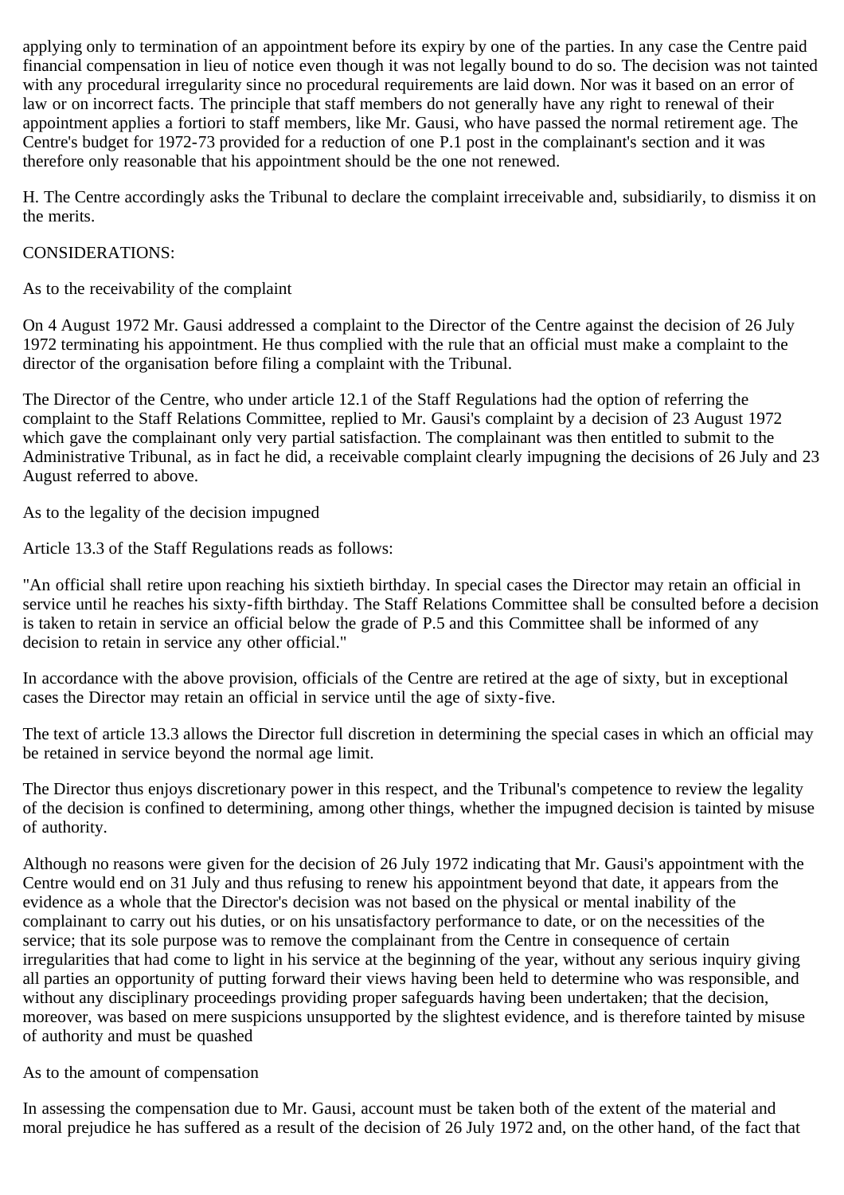applying only to termination of an appointment before its expiry by one of the parties. In any case the Centre paid financial compensation in lieu of notice even though it was not legally bound to do so. The decision was not tainted with any procedural irregularity since no procedural requirements are laid down. Nor was it based on an error of law or on incorrect facts. The principle that staff members do not generally have any right to renewal of their appointment applies a fortiori to staff members, like Mr. Gausi, who have passed the normal retirement age. The Centre's budget for 1972-73 provided for a reduction of one P.1 post in the complainant's section and it was therefore only reasonable that his appointment should be the one not renewed.

H. The Centre accordingly asks the Tribunal to declare the complaint irreceivable and, subsidiarily, to dismiss it on the merits.

CONSIDERATIONS:

As to the receivability of the complaint

On 4 August 1972 Mr. Gausi addressed a complaint to the Director of the Centre against the decision of 26 July 1972 terminating his appointment. He thus complied with the rule that an official must make a complaint to the director of the organisation before filing a complaint with the Tribunal.

The Director of the Centre, who under article 12.1 of the Staff Regulations had the option of referring the complaint to the Staff Relations Committee, replied to Mr. Gausi's complaint by a decision of 23 August 1972 which gave the complainant only very partial satisfaction. The complainant was then entitled to submit to the Administrative Tribunal, as in fact he did, a receivable complaint clearly impugning the decisions of 26 July and 23 August referred to above.

As to the legality of the decision impugned

Article 13.3 of the Staff Regulations reads as follows:

"An official shall retire upon reaching his sixtieth birthday. In special cases the Director may retain an official in service until he reaches his sixty-fifth birthday. The Staff Relations Committee shall be consulted before a decision is taken to retain in service an official below the grade of P.5 and this Committee shall be informed of any decision to retain in service any other official."

In accordance with the above provision, officials of the Centre are retired at the age of sixty, but in exceptional cases the Director may retain an official in service until the age of sixty-five.

The text of article 13.3 allows the Director full discretion in determining the special cases in which an official may be retained in service beyond the normal age limit.

The Director thus enjoys discretionary power in this respect, and the Tribunal's competence to review the legality of the decision is confined to determining, among other things, whether the impugned decision is tainted by misuse of authority.

Although no reasons were given for the decision of 26 July 1972 indicating that Mr. Gausi's appointment with the Centre would end on 31 July and thus refusing to renew his appointment beyond that date, it appears from the evidence as a whole that the Director's decision was not based on the physical or mental inability of the complainant to carry out his duties, or on his unsatisfactory performance to date, or on the necessities of the service; that its sole purpose was to remove the complainant from the Centre in consequence of certain irregularities that had come to light in his service at the beginning of the year, without any serious inquiry giving all parties an opportunity of putting forward their views having been held to determine who was responsible, and without any disciplinary proceedings providing proper safeguards having been undertaken; that the decision, moreover, was based on mere suspicions unsupported by the slightest evidence, and is therefore tainted by misuse of authority and must be quashed

As to the amount of compensation

In assessing the compensation due to Mr. Gausi, account must be taken both of the extent of the material and moral prejudice he has suffered as a result of the decision of 26 July 1972 and, on the other hand, of the fact that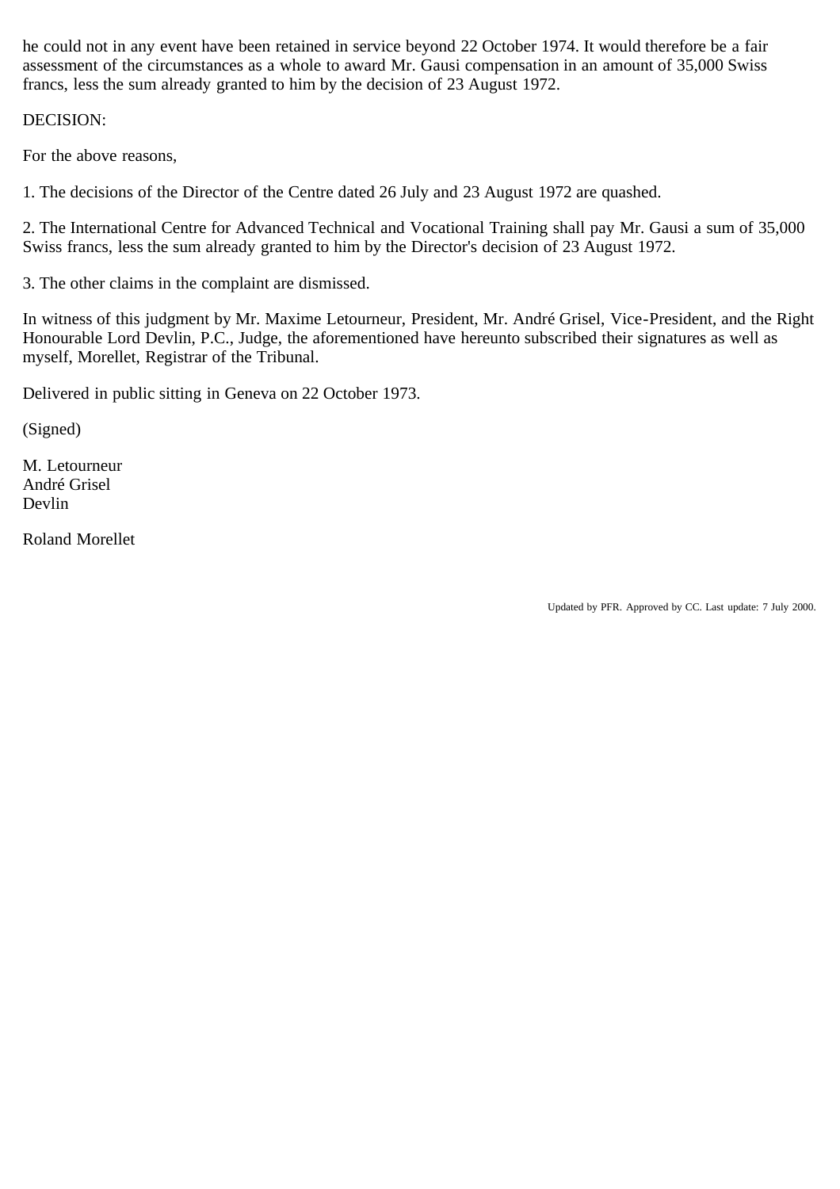he could not in any event have been retained in service beyond 22 October 1974. It would therefore be a fair assessment of the circumstances as a whole to award Mr. Gausi compensation in an amount of 35,000 Swiss francs, less the sum already granted to him by the decision of 23 August 1972.

DECISION:

For the above reasons,

1. The decisions of the Director of the Centre dated 26 July and 23 August 1972 are quashed.

2. The International Centre for Advanced Technical and Vocational Training shall pay Mr. Gausi a sum of 35,000 Swiss francs, less the sum already granted to him by the Director's decision of 23 August 1972.

3. The other claims in the complaint are dismissed.

In witness of this judgment by Mr. Maxime Letourneur, President, Mr. André Grisel, Vice-President, and the Right Honourable Lord Devlin, P.C., Judge, the aforementioned have hereunto subscribed their signatures as well as myself, Morellet, Registrar of the Tribunal.

Delivered in public sitting in Geneva on 22 October 1973.

(Signed)

M. Letourneur
André Grisel
Devlin

Roland Morellet

Updated by PFR. Approved by CC. Last update: 7 July 2000.